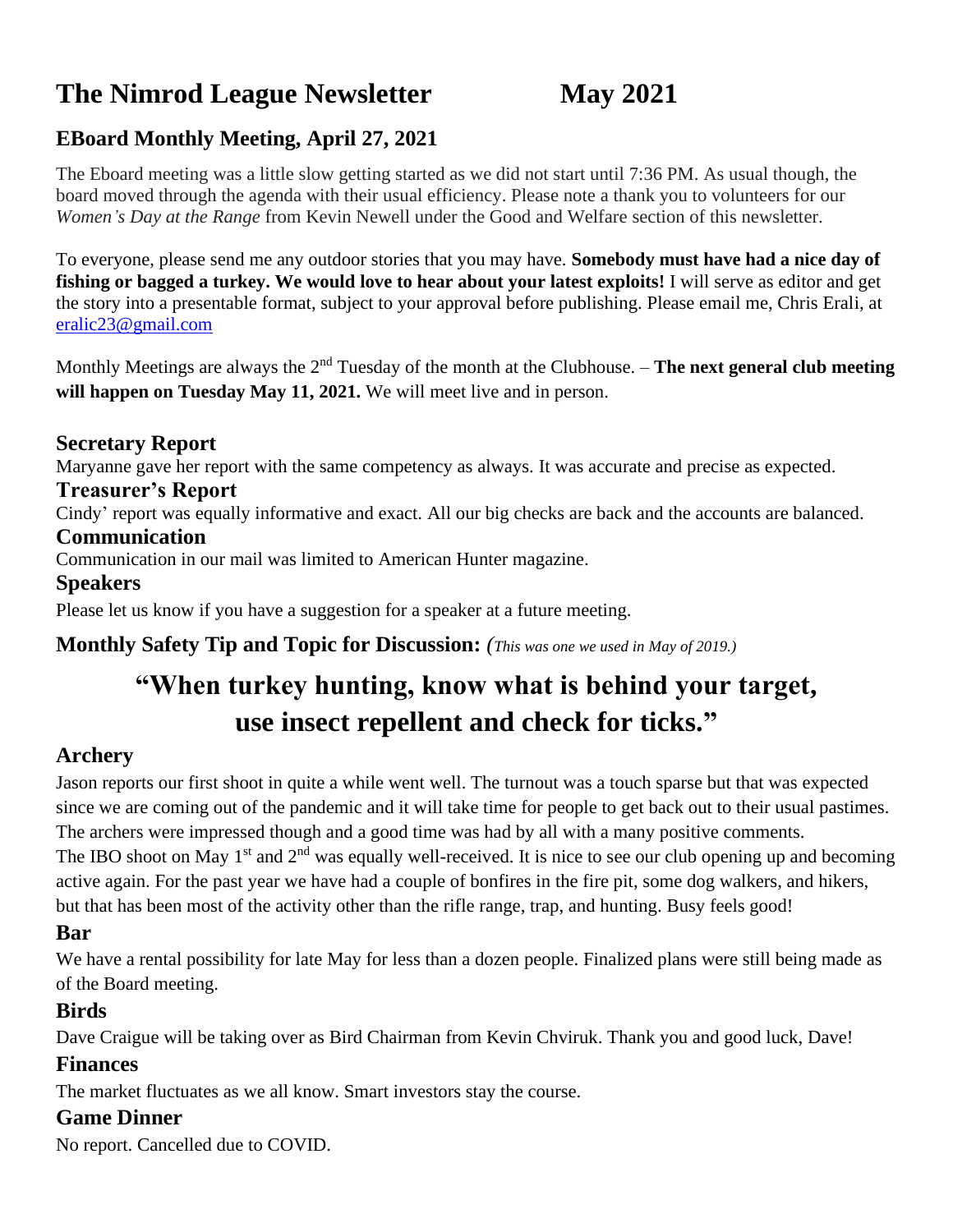# The Nimrod League Newsletter May 2021

## EBoard Monthly Meeting, April 27, 2021

The Eboard meeting was a little slow getting started as we did not start until 7:36 PM. As usual though, the board moved through the agenda with their usual efficiency. Please note a thank you to volunteers for our *Women's Day at the Range* from Kevin Newell under the Good and Welfare section of this newsletter.

To everyone, please send me any outdoor stories that you may have. **Somebody must have had a nice day of fishing or bagged a turkey. We would love to hear about your latest exploits!** I will serve as editor and get the story into a presentable format, subject to your approval before publishing. Please email me, Chris Erali, at eralic23@gmail.com

Monthly Meetings are always the 2nd Tuesday of the month at the Clubhouse. – **The next general club meeting will happen on Tuesday May 11, 2021.** We will meet live and in person.

### Secretary Report

Maryanne gave her report with the same competency as always. It was accurate and precise as expected.

### Treasurer's Report

Cindy' report was equally informative and exact. All our big checks are back and the accounts are balanced.

### Communication

Communication in our mail was limited to American Hunter magazine.

### Speakers

Please let us know if you have a suggestion for a speaker at a future meeting.

### Monthly Safety Tip and Topic for Discussion: *(This was one we used in May of 2019.)*

## "When turkey hunting, know what is behind your target, use insect repellent and check for ticks."

### Archery

Jason reports our first shoot in quite a while went well. The turnout was a touch sparse but that was expected since we are coming out of the pandemic and it will take time for people to get back out to their usual pastimes. The archers were impressed though and a good time was had by all with a many positive comments.
The IBO shoot on May 1st and 2nd was equally well-received. It is nice to see our club opening up and becoming active again. For the past year we have had a couple of bonfires in the fire pit, some dog walkers, and hikers, but that has been most of the activity other than the rifle range, trap, and hunting. Busy feels good!

### Bar

We have a rental possibility for late May for less than a dozen people. Finalized plans were still being made as of the Board meeting.

### Birds

Dave Craigue will be taking over as Bird Chairman from Kevin Chviruk. Thank you and good luck, Dave!

### Finances

The market fluctuates as we all know. Smart investors stay the course.

### Game Dinner

No report. Cancelled due to COVID.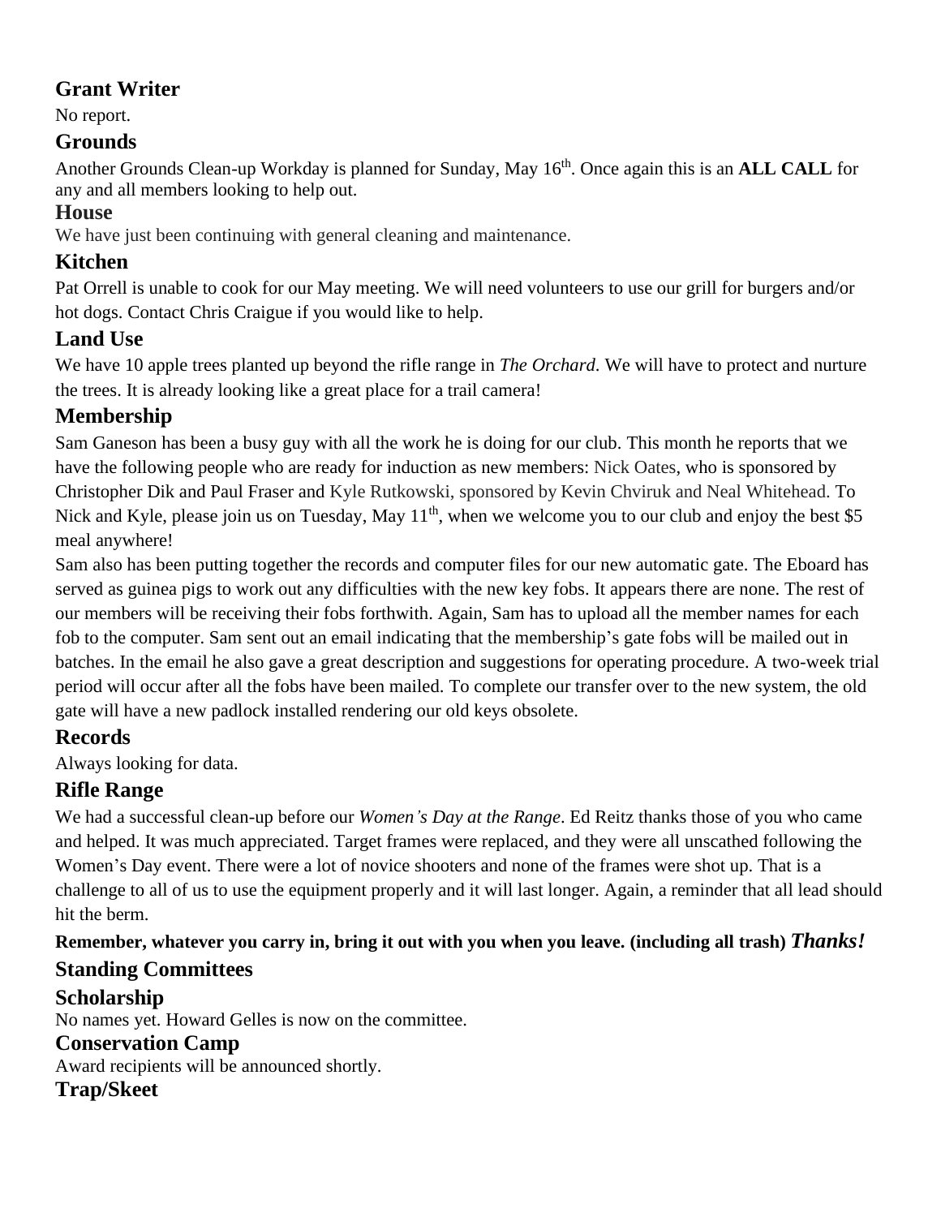## Grant Writer

No report.

## Grounds

Another Grounds Clean-up Workday is planned for Sunday, May 16th. Once again this is an **ALL CALL** for any and all members looking to help out.

## House

We have just been continuing with general cleaning and maintenance.

## Kitchen

Pat Orrell is unable to cook for our May meeting. We will need volunteers to use our grill for burgers and/or hot dogs. Contact Chris Craigue if you would like to help.

## Land Use

We have 10 apple trees planted up beyond the rifle range in *The Orchard*. We will have to protect and nurture the trees. It is already looking like a great place for a trail camera!

## Membership

Sam Ganeson has been a busy guy with all the work he is doing for our club. This month he reports that we have the following people who are ready for induction as new members: Nick Oates, who is sponsored by Christopher Dik and Paul Fraser and Kyle Rutkowski, sponsored by Kevin Chviruk and Neal Whitehead. To Nick and Kyle, please join us on Tuesday, May 11th, when we welcome you to our club and enjoy the best $5 meal anywhere!

Sam also has been putting together the records and computer files for our new automatic gate. The Eboard has served as guinea pigs to work out any difficulties with the new key fobs. It appears there are none. The rest of our members will be receiving their fobs forthwith. Again, Sam has to upload all the member names for each fob to the computer. Sam sent out an email indicating that the membership's gate fobs will be mailed out in batches. In the email he also gave a great description and suggestions for operating procedure. A two-week trial period will occur after all the fobs have been mailed. To complete our transfer over to the new system, the old gate will have a new padlock installed rendering our old keys obsolete.

## Records

Always looking for data.

## Rifle Range

We had a successful clean-up before our *Women's Day at the Range*. Ed Reitz thanks those of you who came and helped. It was much appreciated. Target frames were replaced, and they were all unscathed following the Women's Day event. There were a lot of novice shooters and none of the frames were shot up. That is a challenge to all of us to use the equipment properly and it will last longer. Again, a reminder that all lead should hit the berm.

**Remember, whatever you carry in, bring it out with you when you leave. (including all trash)** ***Thanks!***

## Standing Committees

## Scholarship

No names yet. Howard Gelles is now on the committee.

## Conservation Camp

Award recipients will be announced shortly.

## Trap/Skeet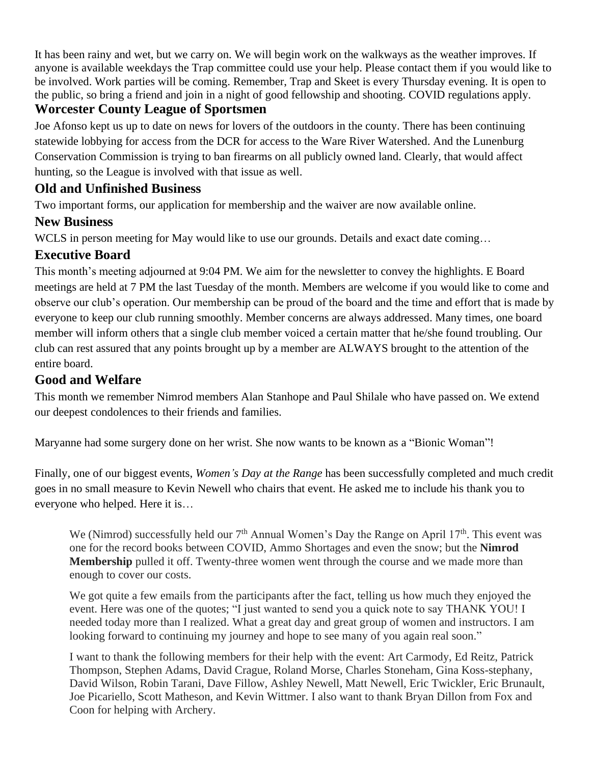It has been rainy and wet, but we carry on. We will begin work on the walkways as the weather improves. If anyone is available weekdays the Trap committee could use your help. Please contact them if you would like to be involved. Work parties will be coming. Remember, Trap and Skeet is every Thursday evening. It is open to the public, so bring a friend and join in a night of good fellowship and shooting. COVID regulations apply.

## Worcester County League of Sportsmen

Joe Afonso kept us up to date on news for lovers of the outdoors in the county. There has been continuing statewide lobbying for access from the DCR for access to the Ware River Watershed. And the Lunenburg Conservation Commission is trying to ban firearms on all publicly owned land. Clearly, that would affect hunting, so the League is involved with that issue as well.

## Old and Unfinished Business

Two important forms, our application for membership and the waiver are now available online.

## New Business

WCLS in person meeting for May would like to use our grounds. Details and exact date coming…

## Executive Board

This month's meeting adjourned at 9:04 PM. We aim for the newsletter to convey the highlights. E Board meetings are held at 7 PM the last Tuesday of the month. Members are welcome if you would like to come and observe our club's operation. Our membership can be proud of the board and the time and effort that is made by everyone to keep our club running smoothly. Member concerns are always addressed. Many times, one board member will inform others that a single club member voiced a certain matter that he/she found troubling. Our club can rest assured that any points brought up by a member are ALWAYS brought to the attention of the entire board.

## Good and Welfare

This month we remember Nimrod members Alan Stanhope and Paul Shilale who have passed on. We extend our deepest condolences to their friends and families.

Maryanne had some surgery done on her wrist. She now wants to be known as a "Bionic Woman"!

Finally, one of our biggest events, *Women's Day at the Range* has been successfully completed and much credit goes in no small measure to Kevin Newell who chairs that event. He asked me to include his thank you to everyone who helped. Here it is…

> We (Nimrod) successfully held our 7th Annual Women's Day the Range on April 17th. This event was one for the record books between COVID, Ammo Shortages and even the snow; but the **Nimrod Membership** pulled it off. Twenty-three women went through the course and we made more than enough to cover our costs.
>
> We got quite a few emails from the participants after the fact, telling us how much they enjoyed the event. Here was one of the quotes; "I just wanted to send you a quick note to say THANK YOU! I needed today more than I realized. What a great day and great group of women and instructors. I am looking forward to continuing my journey and hope to see many of you again real soon."
>
> I want to thank the following members for their help with the event: Art Carmody, Ed Reitz, Patrick Thompson, Stephen Adams, David Crague, Roland Morse, Charles Stoneham, Gina Koss-stephany, David Wilson, Robin Tarani, Dave Fillow, Ashley Newell, Matt Newell, Eric Twickler, Eric Brunault, Joe Picariello, Scott Matheson, and Kevin Wittmer. I also want to thank Bryan Dillon from Fox and Coon for helping with Archery.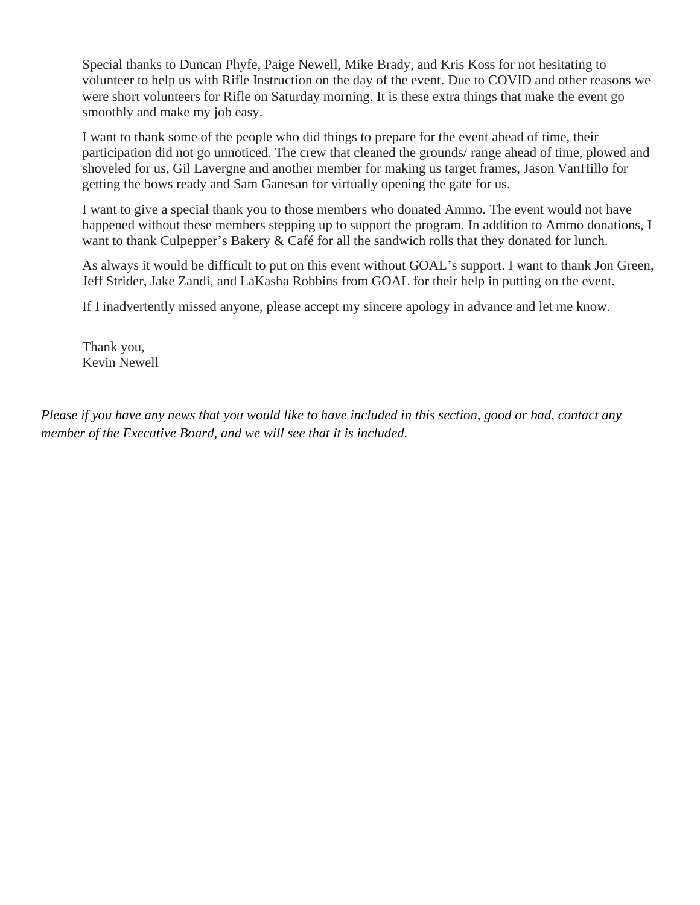Special thanks to Duncan Phyfe, Paige Newell, Mike Brady, and Kris Koss for not hesitating to volunteer to help us with Rifle Instruction on the day of the event. Due to COVID and other reasons we were short volunteers for Rifle on Saturday morning. It is these extra things that make the event go smoothly and make my job easy.

I want to thank some of the people who did things to prepare for the event ahead of time, their participation did not go unnoticed. The crew that cleaned the grounds/ range ahead of time, plowed and shoveled for us, Gil Lavergne and another member for making us target frames, Jason VanHillo for getting the bows ready and Sam Ganesan for virtually opening the gate for us.

I want to give a special thank you to those members who donated Ammo. The event would not have happened without these members stepping up to support the program. In addition to Ammo donations, I want to thank Culpepper's Bakery & Café for all the sandwich rolls that they donated for lunch.

As always it would be difficult to put on this event without GOAL's support. I want to thank Jon Green, Jeff Strider, Jake Zandi, and LaKasha Robbins from GOAL for their help in putting on the event.

If I inadvertently missed anyone, please accept my sincere apology in advance and let me know.

Thank you,
Kevin Newell

*Please if you have any news that you would like to have included in this section, good or bad, contact any member of the Executive Board, and we will see that it is included.*